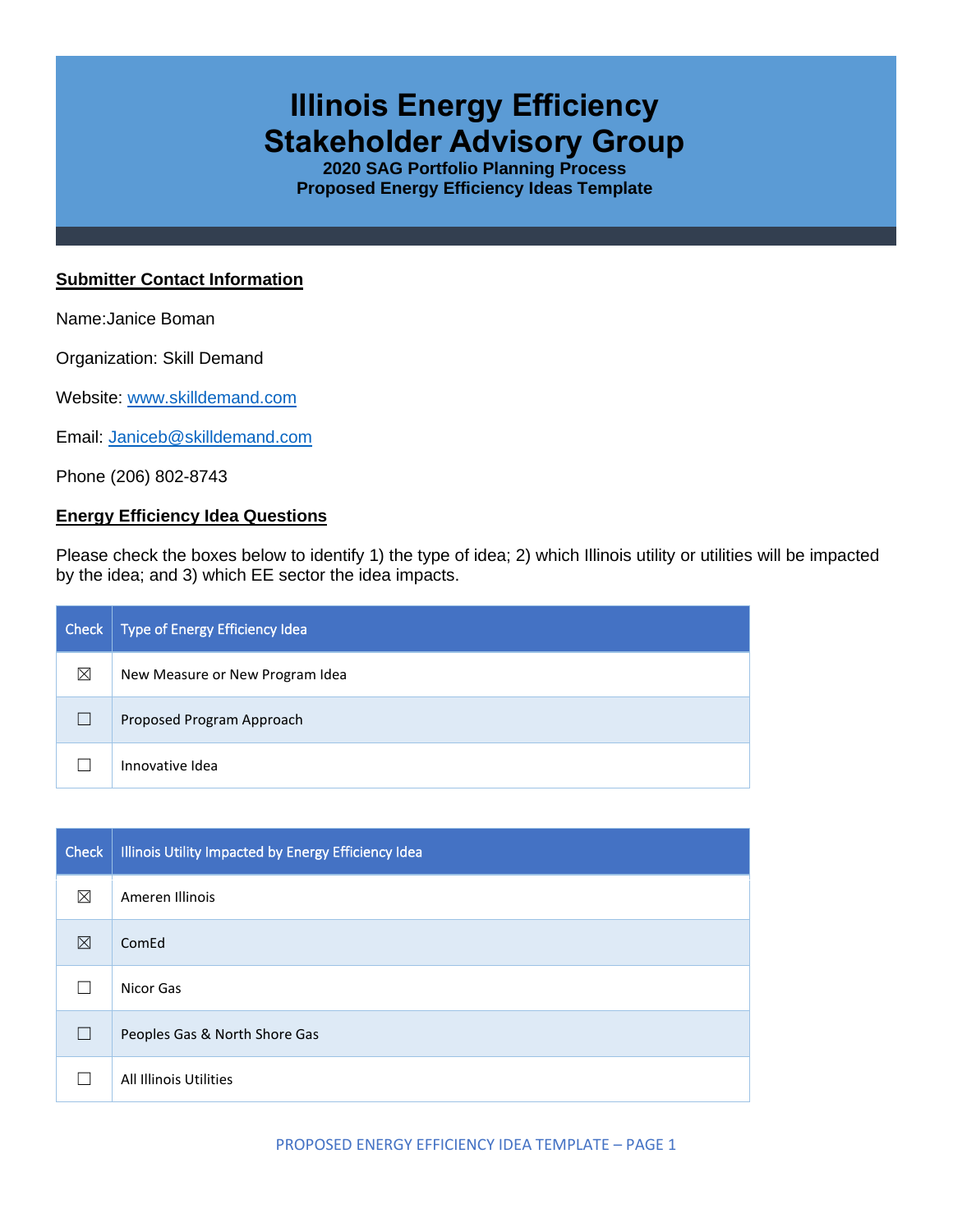# Illinois Energy Efficiency Stakeholder Advisory Group

**2020 SAG Portfolio Planning Process**
**Proposed Energy Efficiency Ideas Template**

## Submitter Contact Information

Name:Janice Boman

Organization: Skill Demand

Website: www.skilldemand.com

Email: Janiceb@skilldemand.com

Phone (206) 802-8743

## Energy Efficiency Idea Questions

Please check the boxes below to identify 1) the type of idea; 2) which Illinois utility or utilities will be impacted by the idea; and 3) which EE sector the idea impacts.

| Check | Type of Energy Efficiency Idea |
|---|---|
| ☒ | New Measure or New Program Idea |
| ☐ | Proposed Program Approach |
| ☐ | Innovative Idea |

| Check | Illinois Utility Impacted by Energy Efficiency Idea |
|---|---|
| ☒ | Ameren Illinois |
| ☒ | ComEd |
| ☐ | Nicor Gas |
| ☐ | Peoples Gas & North Shore Gas |
| ☐ | All Illinois Utilities |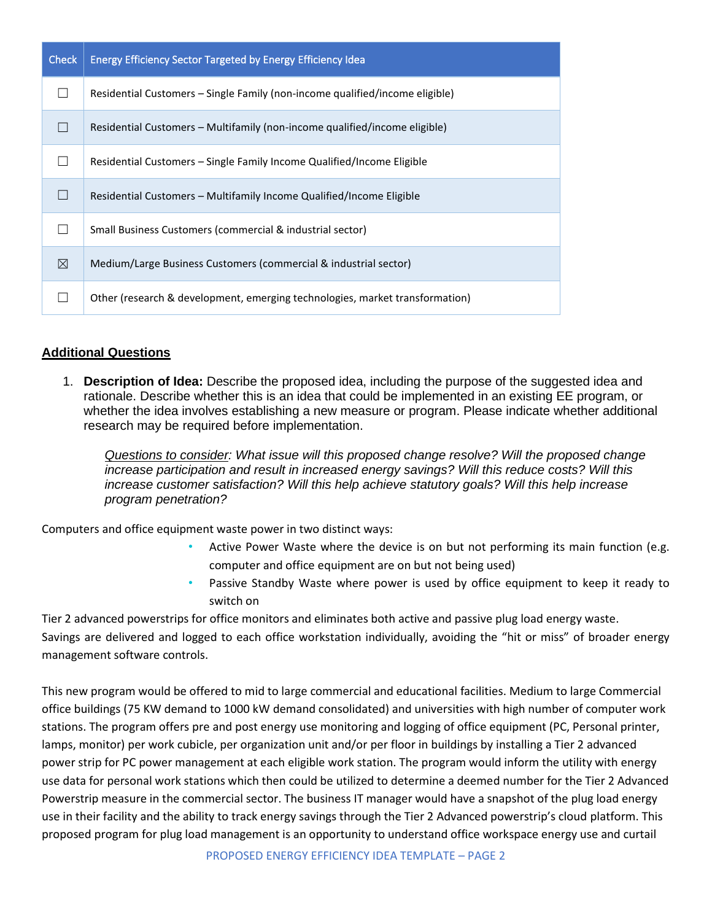| Check | Energy Efficiency Sector Targeted by Energy Efficiency Idea |
| --- | --- |
| ☐ | Residential Customers – Single Family (non-income qualified/income eligible) |
| ☐ | Residential Customers – Multifamily (non-income qualified/income eligible) |
| ☐ | Residential Customers – Single Family Income Qualified/Income Eligible |
| ☐ | Residential Customers – Multifamily Income Qualified/Income Eligible |
| ☐ | Small Business Customers (commercial & industrial sector) |
| ☒ | Medium/Large Business Customers (commercial & industrial sector) |
| ☐ | Other (research & development, emerging technologies, market transformation) |

## Additional Questions

1. **Description of Idea:** Describe the proposed idea, including the purpose of the suggested idea and rationale. Describe whether this is an idea that could be implemented in an existing EE program, or whether the idea involves establishing a new measure or program. Please indicate whether additional research may be required before implementation.

   *Questions to consider: What issue will this proposed change resolve? Will the proposed change increase participation and result in increased energy savings? Will this reduce costs? Will this increase customer satisfaction? Will this help achieve statutory goals? Will this help increase program penetration?*

Computers and office equipment waste power in two distinct ways:

- Active Power Waste where the device is on but not performing its main function (e.g. computer and office equipment are on but not being used)
- Passive Standby Waste where power is used by office equipment to keep it ready to switch on

Tier 2 advanced powerstrips for office monitors and eliminates both active and passive plug load energy waste. Savings are delivered and logged to each office workstation individually, avoiding the "hit or miss" of broader energy management software controls.

This new program would be offered to mid to large commercial and educational facilities. Medium to large Commercial office buildings (75 KW demand to 1000 kW demand consolidated) and universities with high number of computer work stations. The program offers pre and post energy use monitoring and logging of office equipment (PC, Personal printer, lamps, monitor) per work cubicle, per organization unit and/or per floor in buildings by installing a Tier 2 advanced power strip for PC power management at each eligible work station. The program would inform the utility with energy use data for personal work stations which then could be utilized to determine a deemed number for the Tier 2 Advanced Powerstrip measure in the commercial sector. The business IT manager would have a snapshot of the plug load energy use in their facility and the ability to track energy savings through the Tier 2 Advanced powerstrip's cloud platform. This proposed program for plug load management is an opportunity to understand office workspace energy use and curtail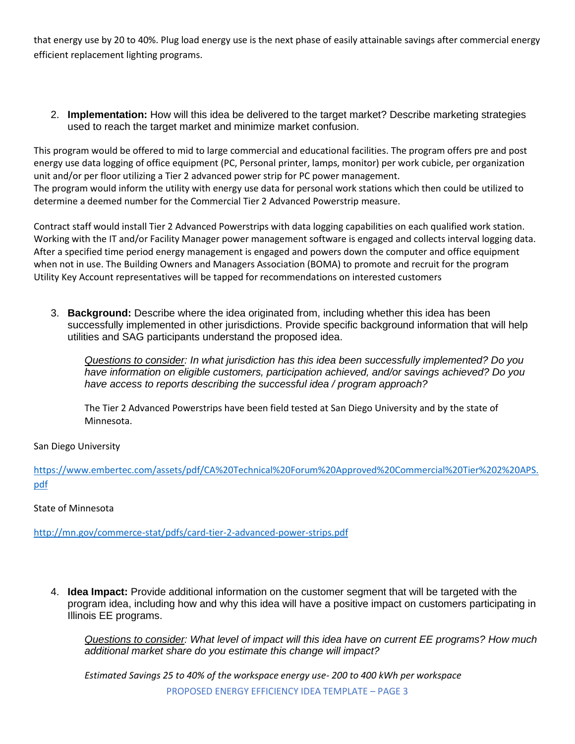that energy use by 20 to 40%. Plug load energy use is the next phase of easily attainable savings after commercial energy efficient replacement lighting programs.

2. **Implementation:** How will this idea be delivered to the target market? Describe marketing strategies used to reach the target market and minimize market confusion.

This program would be offered to mid to large commercial and educational facilities. The program offers pre and post energy use data logging of office equipment (PC, Personal printer, lamps, monitor) per work cubicle, per organization unit and/or per floor utilizing a Tier 2 advanced power strip for PC power management.
The program would inform the utility with energy use data for personal work stations which then could be utilized to determine a deemed number for the Commercial Tier 2 Advanced Powerstrip measure.

Contract staff would install Tier 2 Advanced Powerstrips with data logging capabilities on each qualified work station. Working with the IT and/or Facility Manager power management software is engaged and collects interval logging data. After a specified time period energy management is engaged and powers down the computer and office equipment when not in use. The Building Owners and Managers Association (BOMA) to promote and recruit for the program Utility Key Account representatives will be tapped for recommendations on interested customers

3. **Background:** Describe where the idea originated from, including whether this idea has been successfully implemented in other jurisdictions. Provide specific background information that will help utilities and SAG participants understand the proposed idea.

   *<u>Questions to consider</u>: In what jurisdiction has this idea been successfully implemented? Do you have information on eligible customers, participation achieved, and/or savings achieved? Do you have access to reports describing the successful idea / program approach?*

   The Tier 2 Advanced Powerstrips have been field tested at San Diego University and by the state of Minnesota.

San Diego University

https://www.embertec.com/assets/pdf/CA%20Technical%20Forum%20Approved%20Commercial%20Tier%202%20APS.pdf

State of Minnesota

http://mn.gov/commerce-stat/pdfs/card-tier-2-advanced-power-strips.pdf

4. **Idea Impact:** Provide additional information on the customer segment that will be targeted with the program idea, including how and why this idea will have a positive impact on customers participating in Illinois EE programs.

   *<u>Questions to consider</u>: What level of impact will this idea have on current EE programs? How much additional market share do you estimate this change will impact?*

   *Estimated Savings 25 to 40% of the workspace energy use- 200 to 400 kWh per workspace*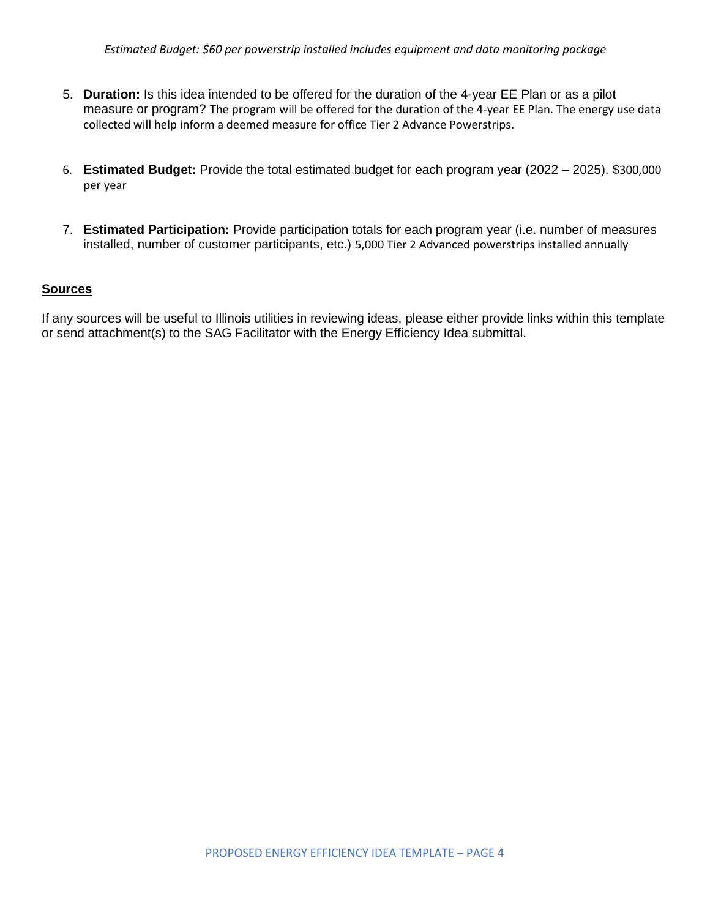*Estimated Budget: $60 per powerstrip installed includes equipment and data monitoring package*

5. **Duration:** Is this idea intended to be offered for the duration of the 4-year EE Plan or as a pilot measure or program? The program will be offered for the duration of the 4-year EE Plan. The energy use data collected will help inform a deemed measure for office Tier 2 Advance Powerstrips.

6. **Estimated Budget:** Provide the total estimated budget for each program year (2022 – 2025). $300,000 per year

7. **Estimated Participation:** Provide participation totals for each program year (i.e. number of measures installed, number of customer participants, etc.) 5,000 Tier 2 Advanced powerstrips installed annually

## Sources

If any sources will be useful to Illinois utilities in reviewing ideas, please either provide links within this template or send attachment(s) to the SAG Facilitator with the Energy Efficiency Idea submittal.